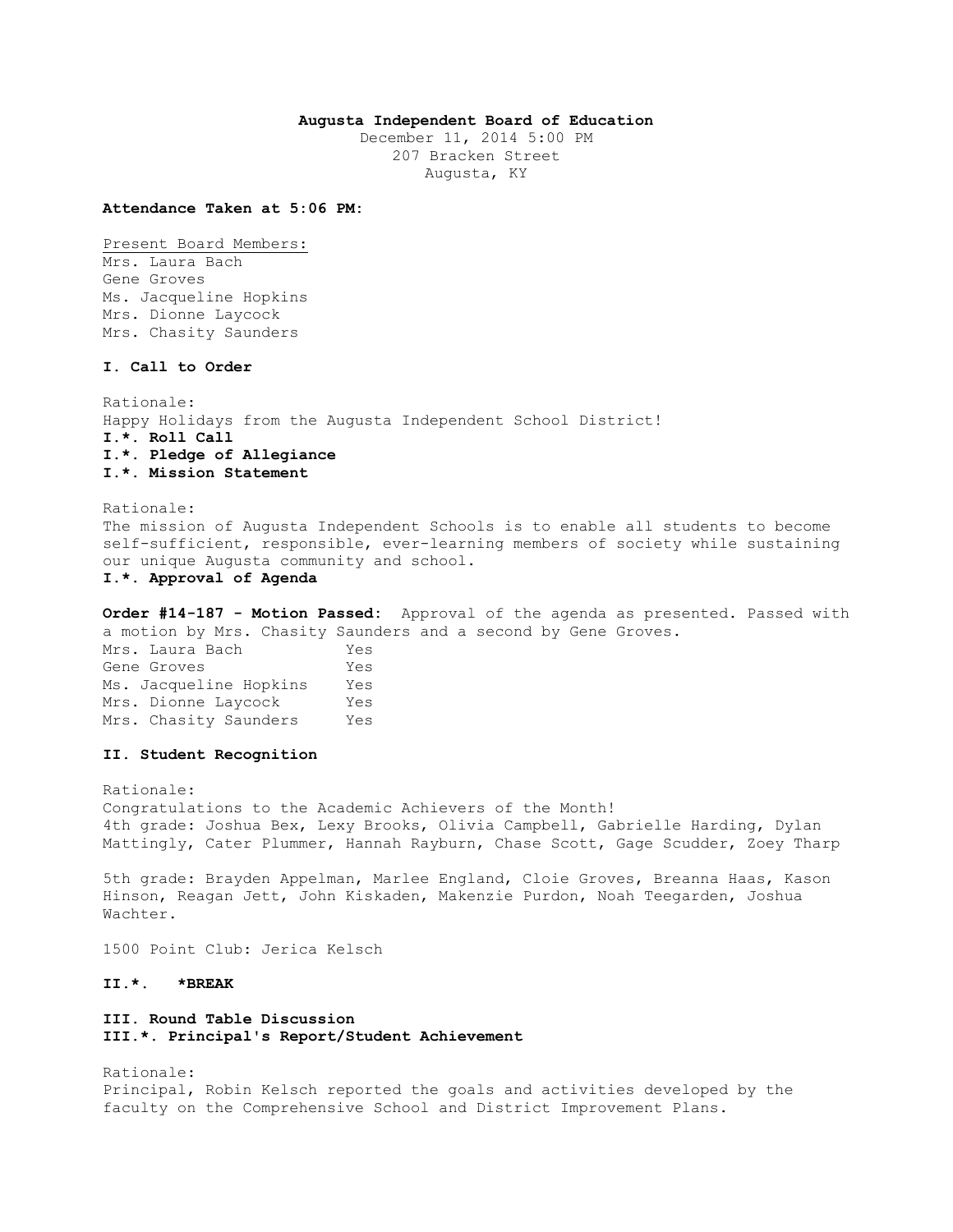**Augusta Independent Board of Education**
December 11, 2014 5:00 PM
207 Bracken Street
Augusta, KY

**Attendance Taken at 5:06 PM:**

Present Board Members:
Mrs. Laura Bach
Gene Groves
Ms. Jacqueline Hopkins
Mrs. Dionne Laycock
Mrs. Chasity Saunders

**I. Call to Order**

Rationale:
Happy Holidays from the Augusta Independent School District!
**I.*. Roll Call**
**I.*. Pledge of Allegiance**
**I.*. Mission Statement**

Rationale:
The mission of Augusta Independent Schools is to enable all students to become self-sufficient, responsible, ever-learning members of society while sustaining our unique Augusta community and school.
**I.*. Approval of Agenda**

**Order #14-187 - Motion Passed:** Approval of the agenda as presented. Passed with a motion by Mrs. Chasity Saunders and a second by Gene Groves.

| | |
|---|---|
| Mrs. Laura Bach | Yes |
| Gene Groves | Yes |
| Ms. Jacqueline Hopkins | Yes |
| Mrs. Dionne Laycock | Yes |
| Mrs. Chasity Saunders | Yes |

**II. Student Recognition**

Rationale:
Congratulations to the Academic Achievers of the Month!
4th grade: Joshua Bex, Lexy Brooks, Olivia Campbell, Gabrielle Harding, Dylan Mattingly, Cater Plummer, Hannah Rayburn, Chase Scott, Gage Scudder, Zoey Tharp

5th grade: Brayden Appelman, Marlee England, Cloie Groves, Breanna Haas, Kason Hinson, Reagan Jett, John Kiskaden, Makenzie Purdon, Noah Teegarden, Joshua Wachter.

1500 Point Club: Jerica Kelsch

**II.*. *BREAK**

**III. Round Table Discussion**
**III.*. Principal's Report/Student Achievement**

Rationale:
Principal, Robin Kelsch reported the goals and activities developed by the faculty on the Comprehensive School and District Improvement Plans.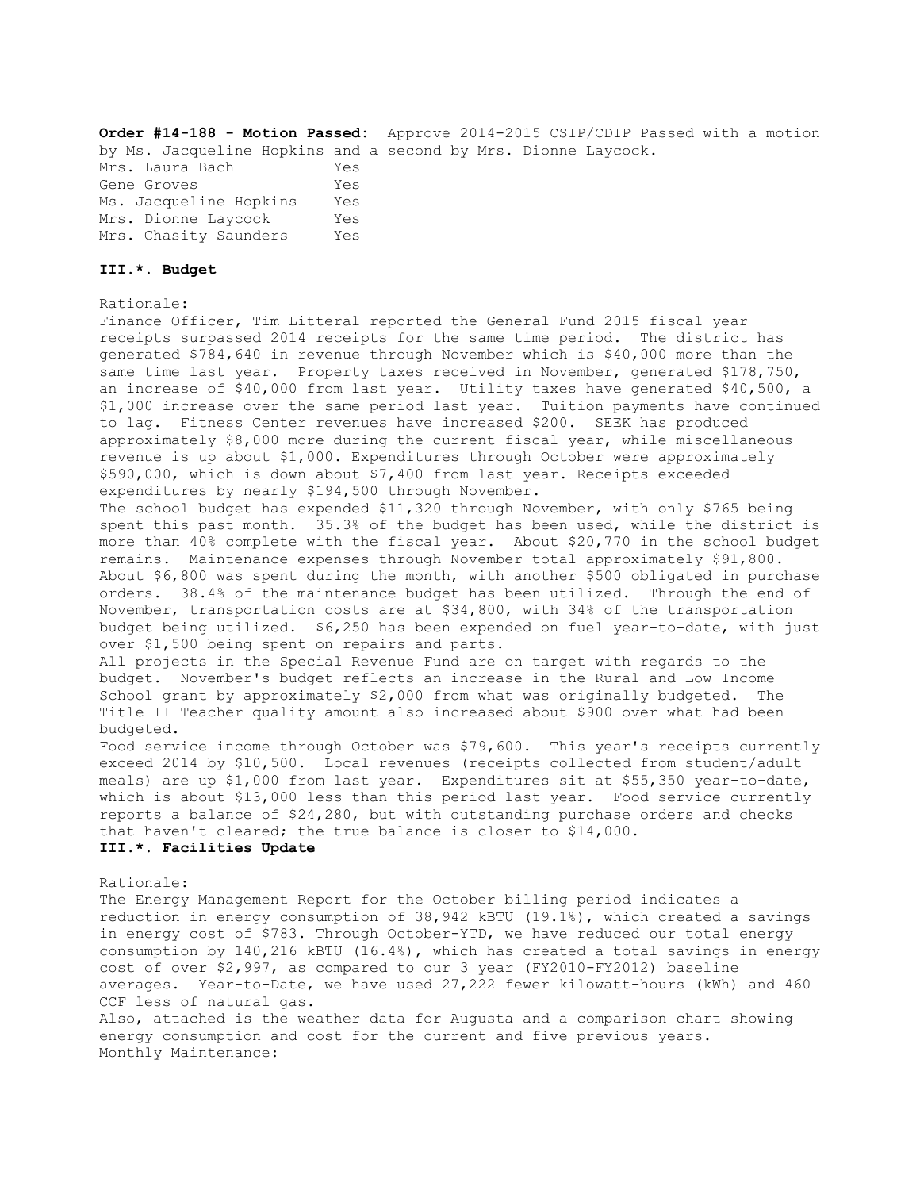**Order #14-188 - Motion Passed:** Approve 2014-2015 CSIP/CDIP Passed with a motion by Ms. Jacqueline Hopkins and a second by Mrs. Dionne Laycock.

| | |
|---|---|
| Mrs. Laura Bach | Yes |
| Gene Groves | Yes |
| Ms. Jacqueline Hopkins | Yes |
| Mrs. Dionne Laycock | Yes |
| Mrs. Chasity Saunders | Yes |

**III.*. Budget**

Rationale:

Finance Officer, Tim Litteral reported the General Fund 2015 fiscal year receipts surpassed 2014 receipts for the same time period. The district has generated $784,640 in revenue through November which is $40,000 more than the same time last year. Property taxes received in November, generated $178,750, an increase of $40,000 from last year. Utility taxes have generated $40,500, a $1,000 increase over the same period last year. Tuition payments have continued to lag. Fitness Center revenues have increased $200. SEEK has produced approximately $8,000 more during the current fiscal year, while miscellaneous revenue is up about $1,000. Expenditures through October were approximately $590,000, which is down about $7,400 from last year. Receipts exceeded expenditures by nearly $194,500 through November.

The school budget has expended $11,320 through November, with only $765 being spent this past month. 35.3% of the budget has been used, while the district is more than 40% complete with the fiscal year. About $20,770 in the school budget remains. Maintenance expenses through November total approximately $91,800. About $6,800 was spent during the month, with another $500 obligated in purchase orders. 38.4% of the maintenance budget has been utilized. Through the end of November, transportation costs are at $34,800, with 34% of the transportation budget being utilized. $6,250 has been expended on fuel year-to-date, with just over $1,500 being spent on repairs and parts.

All projects in the Special Revenue Fund are on target with regards to the budget. November's budget reflects an increase in the Rural and Low Income School grant by approximately $2,000 from what was originally budgeted. The Title II Teacher quality amount also increased about $900 over what had been budgeted.

Food service income through October was $79,600. This year's receipts currently exceed 2014 by $10,500. Local revenues (receipts collected from student/adult meals) are up $1,000 from last year. Expenditures sit at $55,350 year-to-date, which is about $13,000 less than this period last year. Food service currently reports a balance of $24,280, but with outstanding purchase orders and checks that haven't cleared; the true balance is closer to $14,000.

**III.*. Facilities Update**

Rationale:

The Energy Management Report for the October billing period indicates a reduction in energy consumption of 38,942 kBTU (19.1%), which created a savings in energy cost of $783. Through October-YTD, we have reduced our total energy consumption by 140,216 kBTU (16.4%), which has created a total savings in energy cost of over $2,997, as compared to our 3 year (FY2010-FY2012) baseline averages. Year-to-Date, we have used 27,222 fewer kilowatt-hours (kWh) and 460 CCF less of natural gas.

Also, attached is the weather data for Augusta and a comparison chart showing energy consumption and cost for the current and five previous years.

Monthly Maintenance: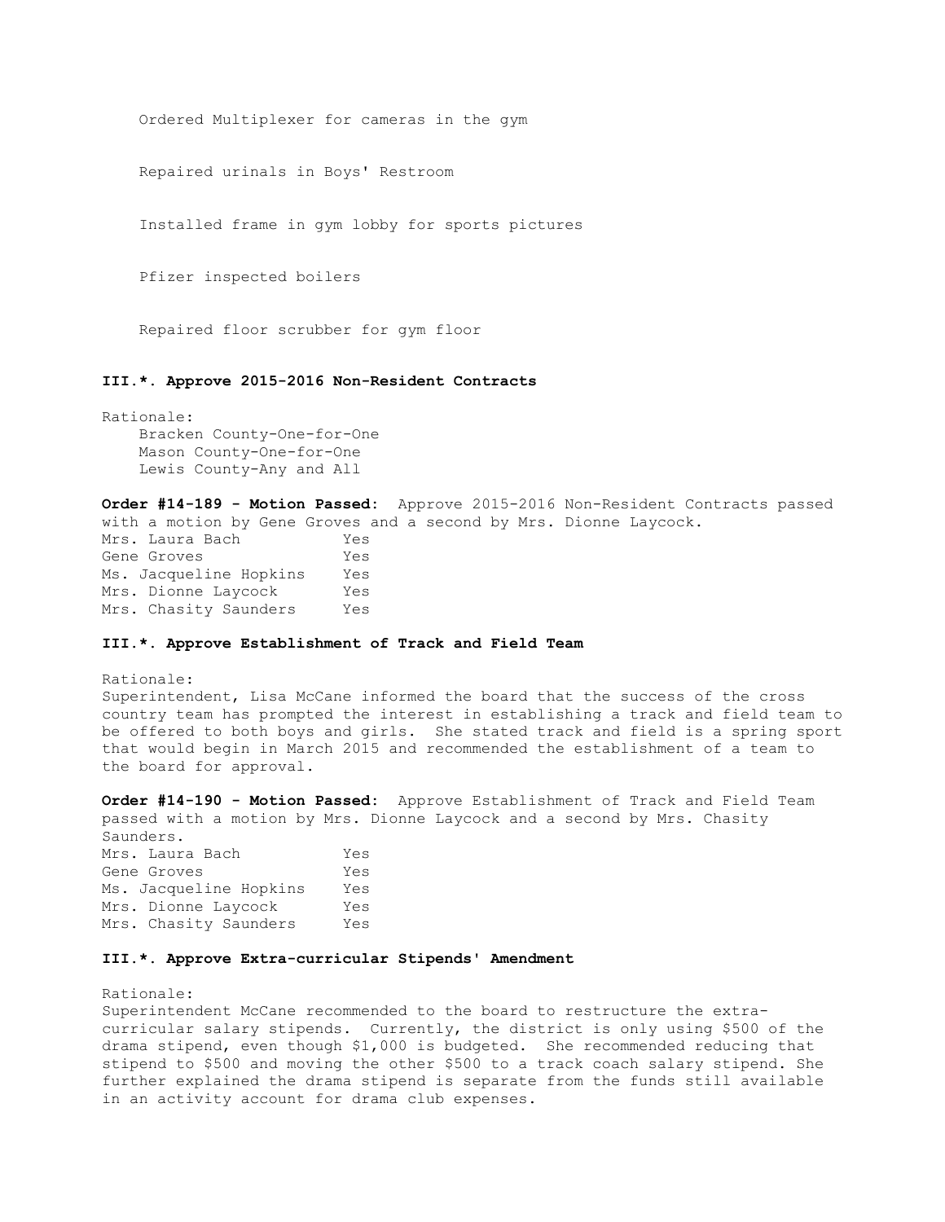Ordered Multiplexer for cameras in the gym

Repaired urinals in Boys' Restroom

Installed frame in gym lobby for sports pictures

Pfizer inspected boilers

Repaired floor scrubber for gym floor

### III.*. Approve 2015-2016 Non-Resident Contracts

Rationale:

Bracken County-One-for-One
Mason County-One-for-One
Lewis County-Any and All

**Order #14-189 - Motion Passed:** Approve 2015-2016 Non-Resident Contracts passed with a motion by Gene Groves and a second by Mrs. Dionne Laycock.

| | |
|---|---|
| Mrs. Laura Bach | Yes |
| Gene Groves | Yes |
| Ms. Jacqueline Hopkins | Yes |
| Mrs. Dionne Laycock | Yes |
| Mrs. Chasity Saunders | Yes |

### III.*. Approve Establishment of Track and Field Team

Rationale:

Superintendent, Lisa McCane informed the board that the success of the cross country team has prompted the interest in establishing a track and field team to be offered to both boys and girls. She stated track and field is a spring sport that would begin in March 2015 and recommended the establishment of a team to the board for approval.

**Order #14-190 - Motion Passed:** Approve Establishment of Track and Field Team passed with a motion by Mrs. Dionne Laycock and a second by Mrs. Chasity Saunders.

| | |
|---|---|
| Mrs. Laura Bach | Yes |
| Gene Groves | Yes |
| Ms. Jacqueline Hopkins | Yes |
| Mrs. Dionne Laycock | Yes |
| Mrs. Chasity Saunders | Yes |

### III.*. Approve Extra-curricular Stipends' Amendment

Rationale:

Superintendent McCane recommended to the board to restructure the extra-curricular salary stipends. Currently, the district is only using $500 of the drama stipend, even though $1,000 is budgeted. She recommended reducing that stipend to $500 and moving the other $500 to a track coach salary stipend. She further explained the drama stipend is separate from the funds still available in an activity account for drama club expenses.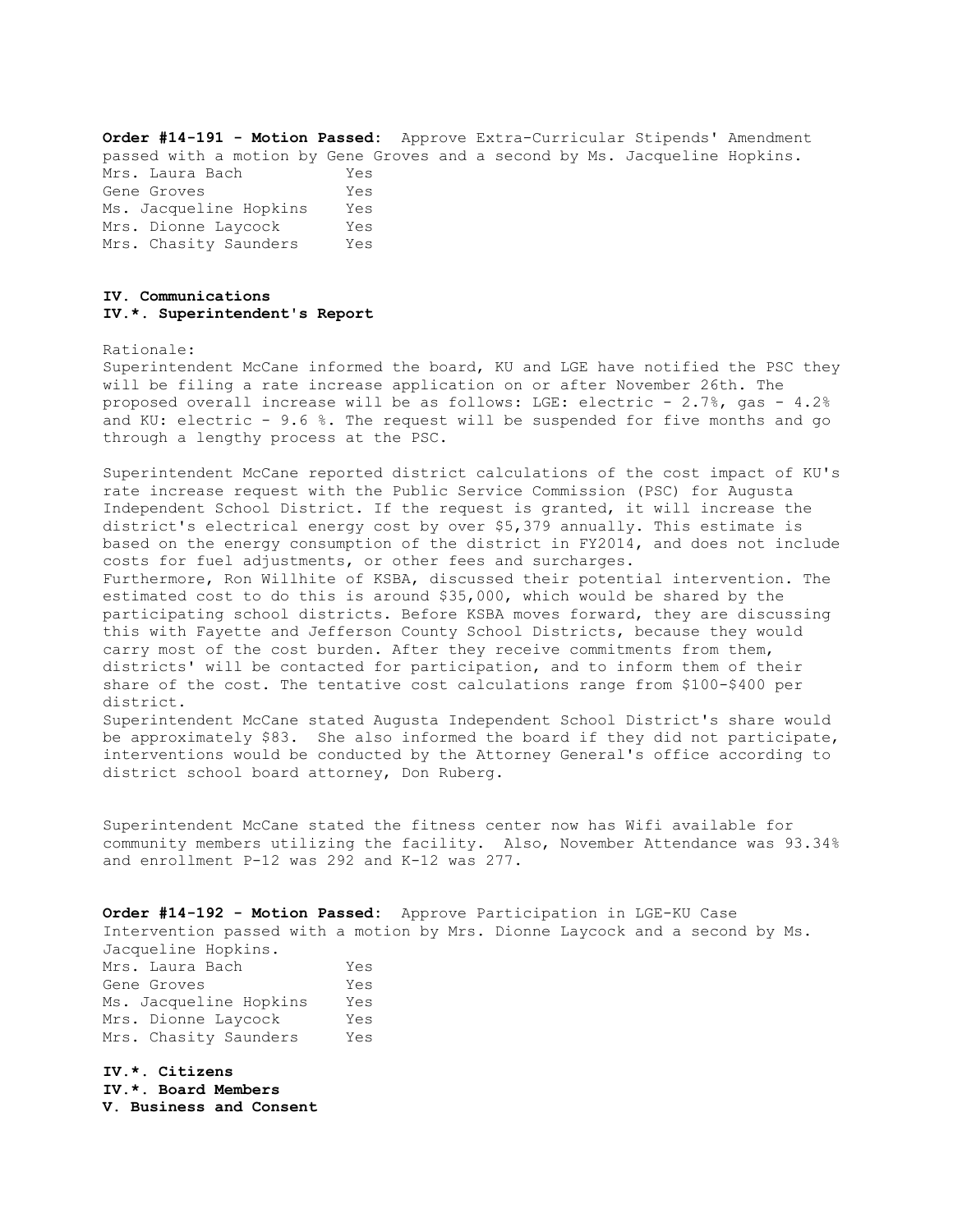**Order #14-191 - Motion Passed:** Approve Extra-Curricular Stipends' Amendment passed with a motion by Gene Groves and a second by Ms. Jacqueline Hopkins.

| | |
|---|---|
| Mrs. Laura Bach | Yes |
| Gene Groves | Yes |
| Ms. Jacqueline Hopkins | Yes |
| Mrs. Dionne Laycock | Yes |
| Mrs. Chasity Saunders | Yes |

**IV. Communications**

**IV.*. Superintendent's Report**

Rationale:

Superintendent McCane informed the board, KU and LGE have notified the PSC they will be filing a rate increase application on or after November 26th. The proposed overall increase will be as follows: LGE: electric - 2.7%, gas - 4.2% and KU: electric - 9.6 %. The request will be suspended for five months and go through a lengthy process at the PSC.

Superintendent McCane reported district calculations of the cost impact of KU's rate increase request with the Public Service Commission (PSC) for Augusta Independent School District. If the request is granted, it will increase the district's electrical energy cost by over $5,379 annually. This estimate is based on the energy consumption of the district in FY2014, and does not include costs for fuel adjustments, or other fees and surcharges.

Furthermore, Ron Willhite of KSBA, discussed their potential intervention. The estimated cost to do this is around $35,000, which would be shared by the participating school districts. Before KSBA moves forward, they are discussing this with Fayette and Jefferson County School Districts, because they would carry most of the cost burden. After they receive commitments from them, districts' will be contacted for participation, and to inform them of their share of the cost. The tentative cost calculations range from $100-$400 per district.

Superintendent McCane stated Augusta Independent School District's share would be approximately $83. She also informed the board if they did not participate, interventions would be conducted by the Attorney General's office according to district school board attorney, Don Ruberg.

Superintendent McCane stated the fitness center now has Wifi available for community members utilizing the facility. Also, November Attendance was 93.34% and enrollment P-12 was 292 and K-12 was 277.

**Order #14-192 - Motion Passed:** Approve Participation in LGE-KU Case Intervention passed with a motion by Mrs. Dionne Laycock and a second by Ms. Jacqueline Hopkins.

| | |
|---|---|
| Mrs. Laura Bach | Yes |
| Gene Groves | Yes |
| Ms. Jacqueline Hopkins | Yes |
| Mrs. Dionne Laycock | Yes |
| Mrs. Chasity Saunders | Yes |

**IV.*. Citizens**

**IV.*. Board Members**

**V. Business and Consent**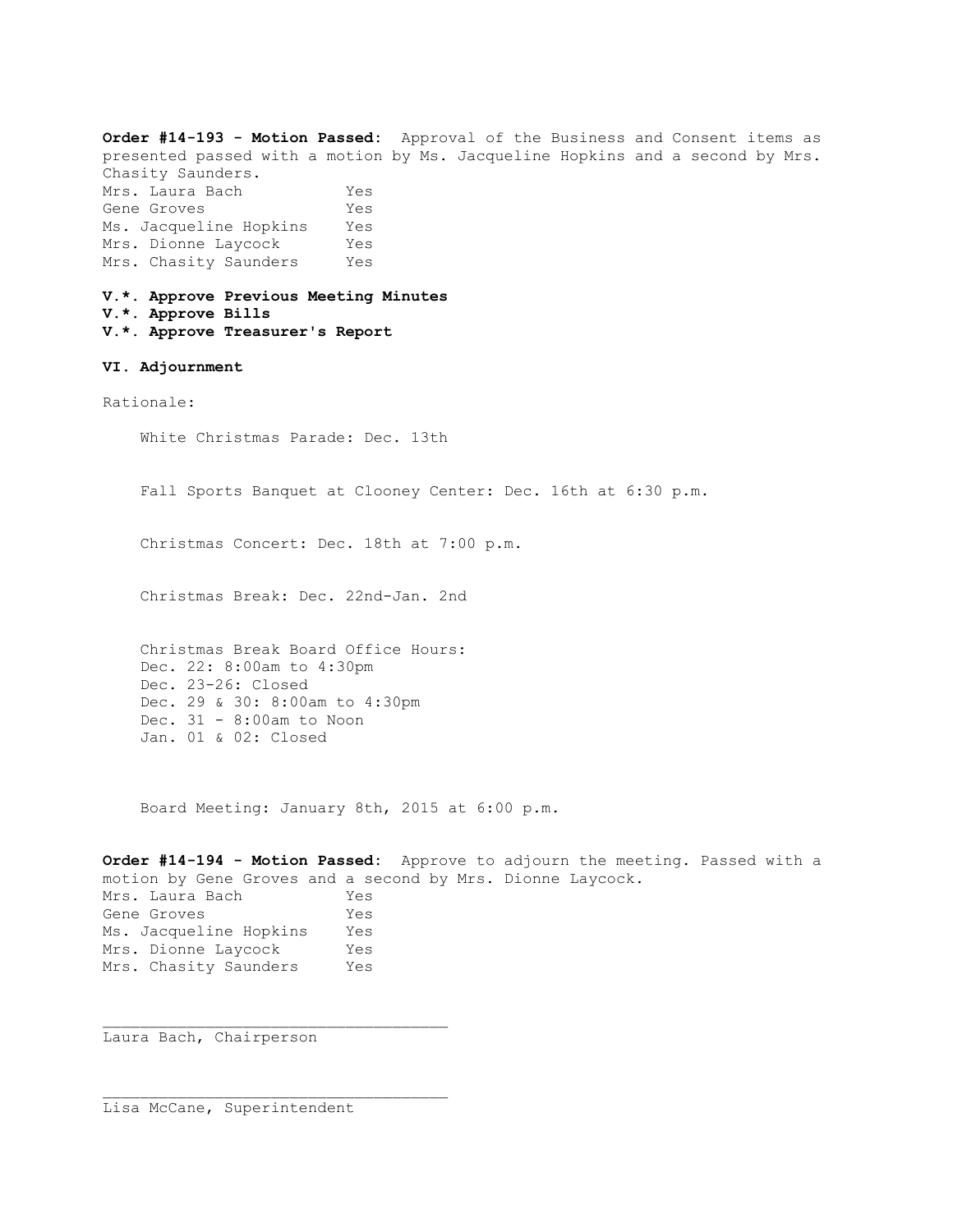**Order #14-193 - Motion Passed:** Approval of the Business and Consent items as presented passed with a motion by Ms. Jacqueline Hopkins and a second by Mrs. Chasity Saunders.

| | |
|---|---|
| Mrs. Laura Bach | Yes |
| Gene Groves | Yes |
| Ms. Jacqueline Hopkins | Yes |
| Mrs. Dionne Laycock | Yes |
| Mrs. Chasity Saunders | Yes |

**V.*. Approve Previous Meeting Minutes**
**V.*. Approve Bills**
**V.*. Approve Treasurer's Report**

**VI. Adjournment**

Rationale:

White Christmas Parade: Dec. 13th

Fall Sports Banquet at Clooney Center: Dec. 16th at 6:30 p.m.

Christmas Concert: Dec. 18th at 7:00 p.m.

Christmas Break: Dec. 22nd-Jan. 2nd

Christmas Break Board Office Hours:
Dec. 22: 8:00am to 4:30pm
Dec. 23-26: Closed
Dec. 29 & 30: 8:00am to 4:30pm
Dec. 31 - 8:00am to Noon
Jan. 01 & 02: Closed

Board Meeting: January 8th, 2015 at 6:00 p.m.

**Order #14-194 - Motion Passed:** Approve to adjourn the meeting. Passed with a motion by Gene Groves and a second by Mrs. Dionne Laycock.

| | |
|---|---|
| Mrs. Laura Bach | Yes |
| Gene Groves | Yes |
| Ms. Jacqueline Hopkins | Yes |
| Mrs. Dionne Laycock | Yes |
| Mrs. Chasity Saunders | Yes |

___________________________________
Laura Bach, Chairperson

___________________________________
Lisa McCane, Superintendent